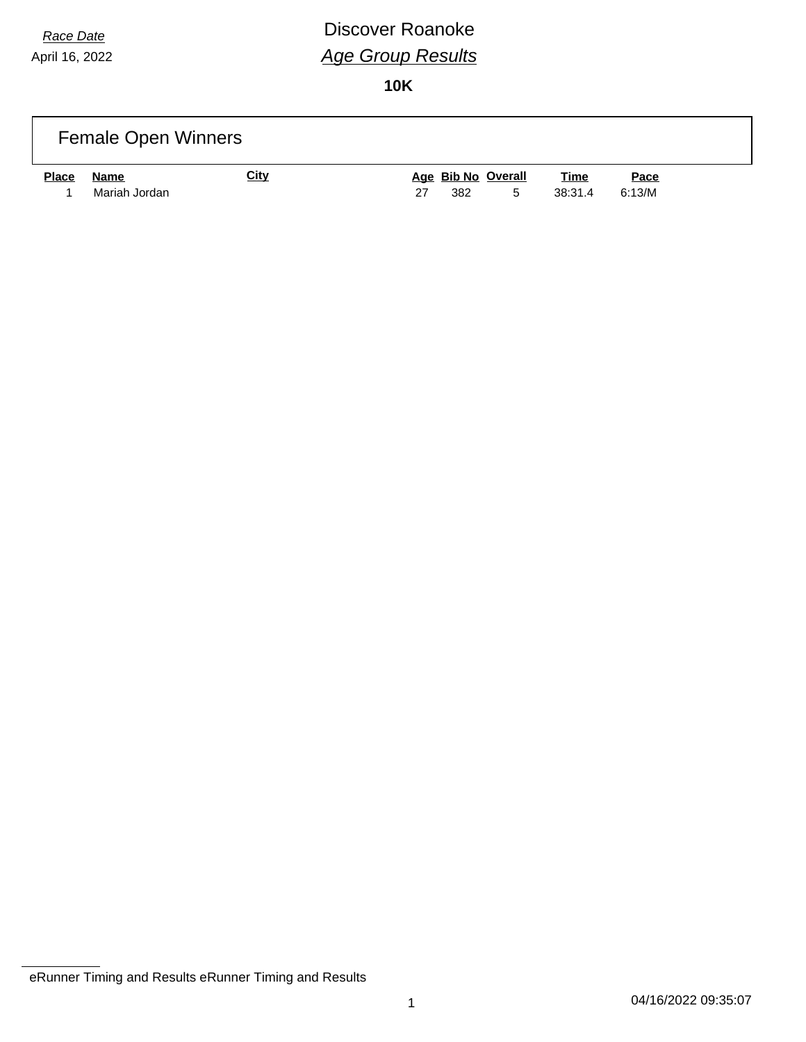*Race Date*

April 16, 2022

# Discover Roanoke

## *Age Group Results*

**10K**

### Female Open Winners

| Place | Name | City | Age | Bib No | Overall | Time | Pace |
|---|---|---|---|---|---|---|---|
| 1 | Mariah Jordan | | 27 | 382 | 5 | 38:31.4 | 6:13/M |

eRunner Timing and Results eRunner Timing and Results

04/16/2022 09:35:07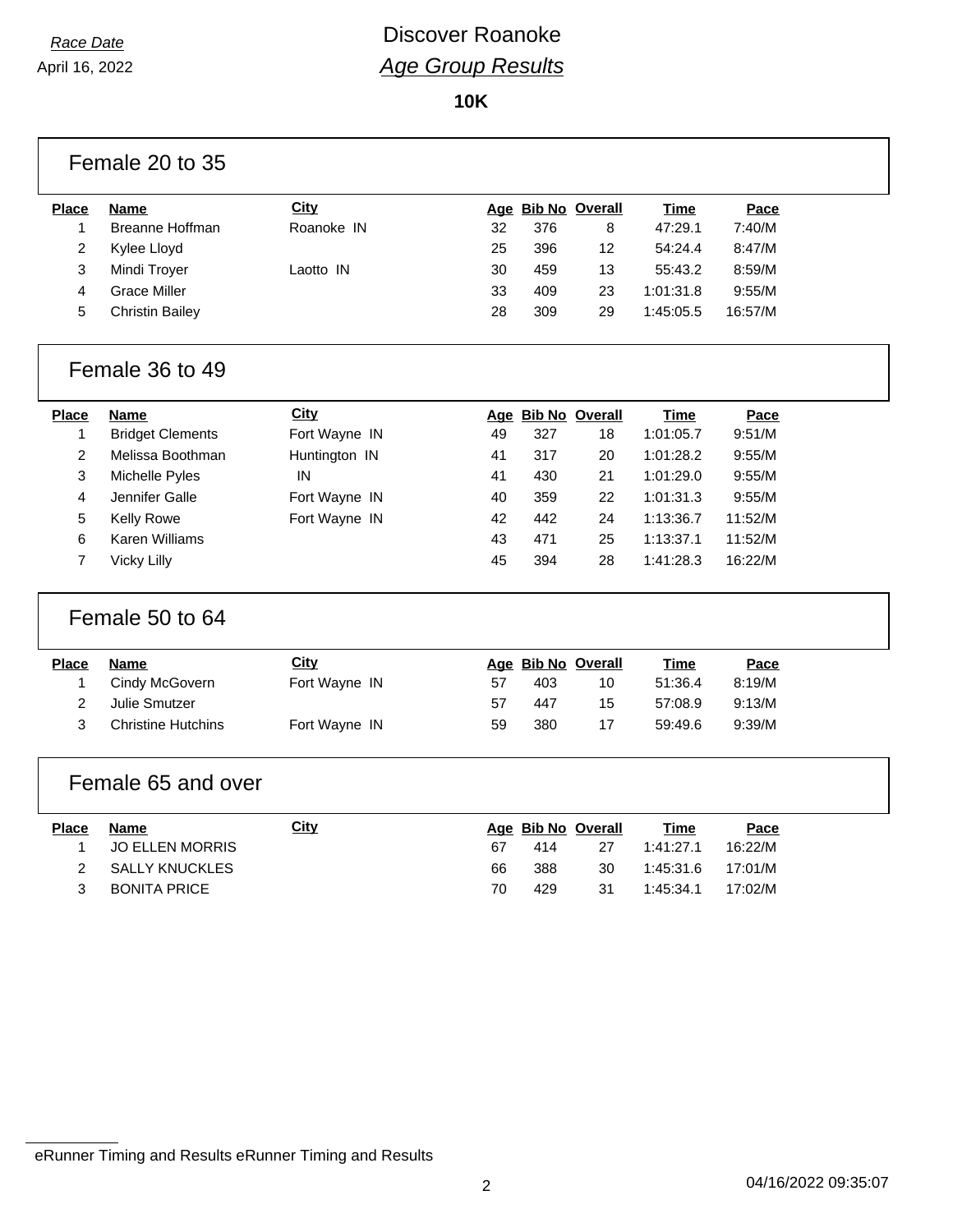*Race Date*
April 16, 2022

# Discover Roanoke
## *Age Group Results*

**10K**

### Female 20 to 35

| Place | Name | City | Age | Bib No | Overall | Time | Pace |
|---|---|---|---|---|---|---|---|
| 1 | Breanne Hoffman | Roanoke IN | 32 | 376 | 8 | 47:29.1 | 7:40/M |
| 2 | Kylee Lloyd | | 25 | 396 | 12 | 54:24.4 | 8:47/M |
| 3 | Mindi Troyer | Laotto IN | 30 | 459 | 13 | 55:43.2 | 8:59/M |
| 4 | Grace Miller | | 33 | 409 | 23 | 1:01:31.8 | 9:55/M |
| 5 | Christin Bailey | | 28 | 309 | 29 | 1:45:05.5 | 16:57/M |

### Female 36 to 49

| Place | Name | City | Age | Bib No | Overall | Time | Pace |
|---|---|---|---|---|---|---|---|
| 1 | Bridget Clements | Fort Wayne IN | 49 | 327 | 18 | 1:01:05.7 | 9:51/M |
| 2 | Melissa Boothman | Huntington IN | 41 | 317 | 20 | 1:01:28.2 | 9:55/M |
| 3 | Michelle Pyles | IN | 41 | 430 | 21 | 1:01:29.0 | 9:55/M |
| 4 | Jennifer Galle | Fort Wayne IN | 40 | 359 | 22 | 1:01:31.3 | 9:55/M |
| 5 | Kelly Rowe | Fort Wayne IN | 42 | 442 | 24 | 1:13:36.7 | 11:52/M |
| 6 | Karen Williams | | 43 | 471 | 25 | 1:13:37.1 | 11:52/M |
| 7 | Vicky Lilly | | 45 | 394 | 28 | 1:41:28.3 | 16:22/M |

### Female 50 to 64

| Place | Name | City | Age | Bib No | Overall | Time | Pace |
|---|---|---|---|---|---|---|---|
| 1 | Cindy McGovern | Fort Wayne IN | 57 | 403 | 10 | 51:36.4 | 8:19/M |
| 2 | Julie Smutzer | | 57 | 447 | 15 | 57:08.9 | 9:13/M |
| 3 | Christine Hutchins | Fort Wayne IN | 59 | 380 | 17 | 59:49.6 | 9:39/M |

### Female 65 and over

| Place | Name | City | Age | Bib No | Overall | Time | Pace |
|---|---|---|---|---|---|---|---|
| 1 | JO ELLEN MORRIS | | 67 | 414 | 27 | 1:41:27.1 | 16:22/M |
| 2 | SALLY KNUCKLES | | 66 | 388 | 30 | 1:45:31.6 | 17:01/M |
| 3 | BONITA PRICE | | 70 | 429 | 31 | 1:45:34.1 | 17:02/M |

eRunner Timing and Results eRunner Timing and Results

04/16/2022 09:35:07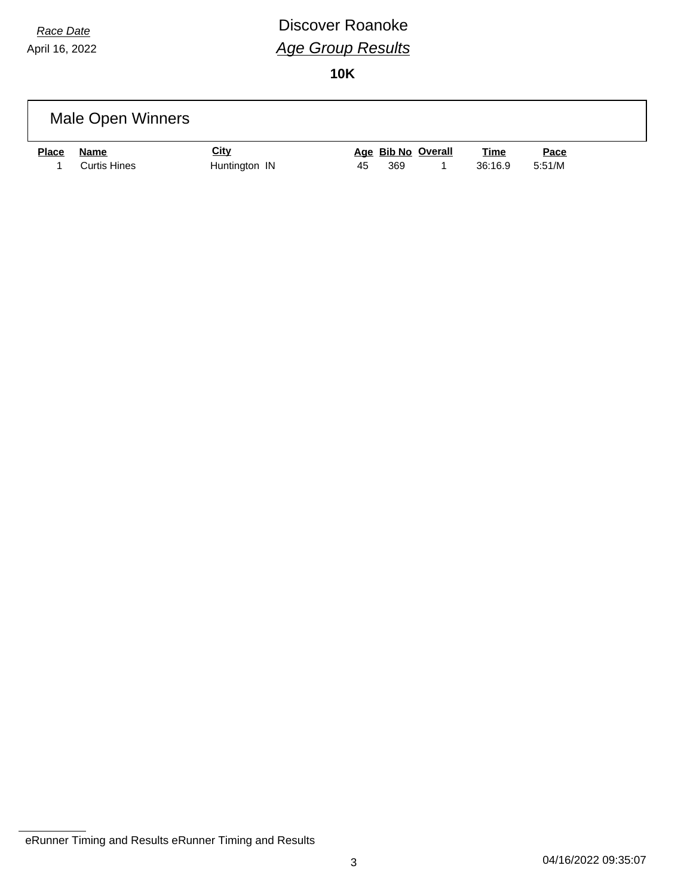*Race Date*
April 16, 2022

# Discover Roanoke

## *Age Group Results*

**10K**

### Male Open Winners

| Place | Name | City | Age | Bib No | Overall | Time | Pace |
|---|---|---|---|---|---|---|---|
| 1 | Curtis Hines | Huntington IN | 45 | 369 | 1 | 36:16.9 | 5:51/M |

eRunner Timing and Results eRunner Timing and Results

04/16/2022 09:35:07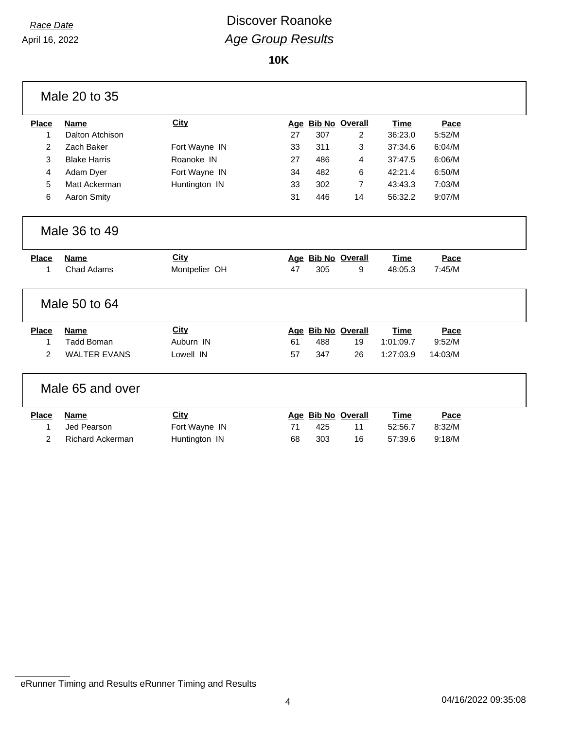*Race Date*

April 16, 2022

# Discover Roanoke

## *Age Group Results*

**10K**

### Male 20 to 35

| Place | Name | City | Age | Bib No | Overall | Time | Pace |
|---|---|---|---|---|---|---|---|
| 1 | Dalton Atchison | | 27 | 307 | 2 | 36:23.0 | 5:52/M |
| 2 | Zach Baker | Fort Wayne IN | 33 | 311 | 3 | 37:34.6 | 6:04/M |
| 3 | Blake Harris | Roanoke IN | 27 | 486 | 4 | 37:47.5 | 6:06/M |
| 4 | Adam Dyer | Fort Wayne IN | 34 | 482 | 6 | 42:21.4 | 6:50/M |
| 5 | Matt Ackerman | Huntington IN | 33 | 302 | 7 | 43:43.3 | 7:03/M |
| 6 | Aaron Smity | | 31 | 446 | 14 | 56:32.2 | 9:07/M |

### Male 36 to 49

| Place | Name | City | Age | Bib No | Overall | Time | Pace |
|---|---|---|---|---|---|---|---|
| 1 | Chad Adams | Montpelier OH | 47 | 305 | 9 | 48:05.3 | 7:45/M |

### Male 50 to 64

| Place | Name | City | Age | Bib No | Overall | Time | Pace |
|---|---|---|---|---|---|---|---|
| 1 | Tadd Boman | Auburn IN | 61 | 488 | 19 | 1:01:09.7 | 9:52/M |
| 2 | WALTER EVANS | Lowell IN | 57 | 347 | 26 | 1:27:03.9 | 14:03/M |

### Male 65 and over

| Place | Name | City | Age | Bib No | Overall | Time | Pace |
|---|---|---|---|---|---|---|---|
| 1 | Jed Pearson | Fort Wayne IN | 71 | 425 | 11 | 52:56.7 | 8:32/M |
| 2 | Richard Ackerman | Huntington IN | 68 | 303 | 16 | 57:39.6 | 9:18/M |

eRunner Timing and Results eRunner Timing and Results

04/16/2022 09:35:08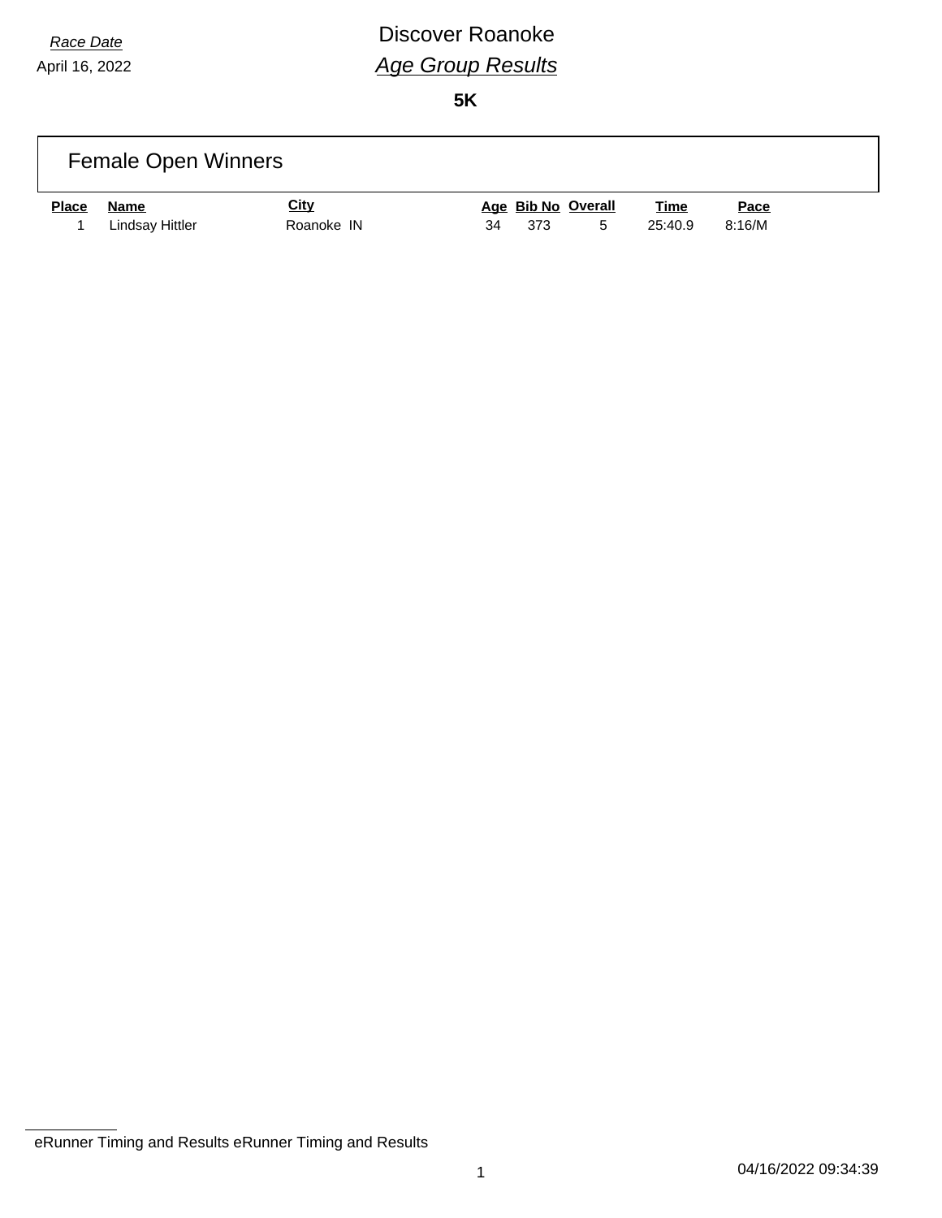*Race Date*

April 16, 2022

# Discover Roanoke

## *Age Group Results*

**5K**

### Female Open Winners

| Place | Name | City | Age | Bib No | Overall | Time | Pace |
|---|---|---|---|---|---|---|---|
| 1 | Lindsay Hittler | Roanoke IN | 34 | 373 | 5 | 25:40.9 | 8:16/M |

eRunner Timing and Results eRunner Timing and Results

04/16/2022 09:34:39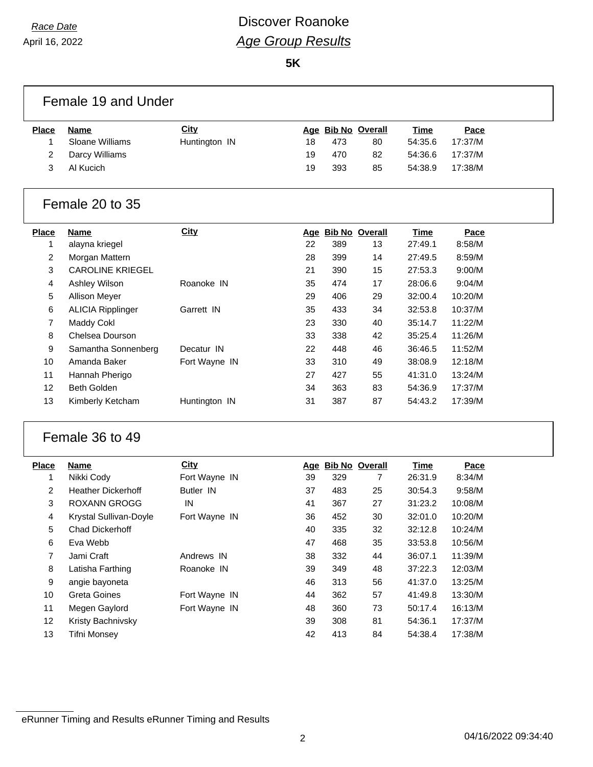*Race Date*

April 16, 2022

# Discover Roanoke

## *Age Group Results*

**5K**

### Female 19 and Under

| Place | Name | City | Age | Bib No | Overall | Time | Pace |
|---|---|---|---|---|---|---|---|
| 1 | Sloane Williams | Huntington IN | 18 | 473 | 80 | 54:35.6 | 17:37/M |
| 2 | Darcy Williams | | 19 | 470 | 82 | 54:36.6 | 17:37/M |
| 3 | Al Kucich | | 19 | 393 | 85 | 54:38.9 | 17:38/M |

### Female 20 to 35

| Place | Name | City | Age | Bib No | Overall | Time | Pace |
|---|---|---|---|---|---|---|---|
| 1 | alayna kriegel | | 22 | 389 | 13 | 27:49.1 | 8:58/M |
| 2 | Morgan Mattern | | 28 | 399 | 14 | 27:49.5 | 8:59/M |
| 3 | CAROLINE KRIEGEL | | 21 | 390 | 15 | 27:53.3 | 9:00/M |
| 4 | Ashley Wilson | Roanoke IN | 35 | 474 | 17 | 28:06.6 | 9:04/M |
| 5 | Allison Meyer | | 29 | 406 | 29 | 32:00.4 | 10:20/M |
| 6 | ALICIA Ripplinger | Garrett IN | 35 | 433 | 34 | 32:53.8 | 10:37/M |
| 7 | Maddy Cokl | | 23 | 330 | 40 | 35:14.7 | 11:22/M |
| 8 | Chelsea Dourson | | 33 | 338 | 42 | 35:25.4 | 11:26/M |
| 9 | Samantha Sonnenberg | Decatur IN | 22 | 448 | 46 | 36:46.5 | 11:52/M |
| 10 | Amanda Baker | Fort Wayne IN | 33 | 310 | 49 | 38:08.9 | 12:18/M |
| 11 | Hannah Pherigo | | 27 | 427 | 55 | 41:31.0 | 13:24/M |
| 12 | Beth Golden | | 34 | 363 | 83 | 54:36.9 | 17:37/M |
| 13 | Kimberly Ketcham | Huntington IN | 31 | 387 | 87 | 54:43.2 | 17:39/M |

### Female 36 to 49

| Place | Name | City | Age | Bib No | Overall | Time | Pace |
|---|---|---|---|---|---|---|---|
| 1 | Nikki Cody | Fort Wayne IN | 39 | 329 | 7 | 26:31.9 | 8:34/M |
| 2 | Heather Dickerhoff | Butler IN | 37 | 483 | 25 | 30:54.3 | 9:58/M |
| 3 | ROXANN GROGG | IN | 41 | 367 | 27 | 31:23.2 | 10:08/M |
| 4 | Krystal Sullivan-Doyle | Fort Wayne IN | 36 | 452 | 30 | 32:01.0 | 10:20/M |
| 5 | Chad Dickerhoff | | 40 | 335 | 32 | 32:12.8 | 10:24/M |
| 6 | Eva Webb | | 47 | 468 | 35 | 33:53.8 | 10:56/M |
| 7 | Jami Craft | Andrews IN | 38 | 332 | 44 | 36:07.1 | 11:39/M |
| 8 | Latisha Farthing | Roanoke IN | 39 | 349 | 48 | 37:22.3 | 12:03/M |
| 9 | angie bayoneta | | 46 | 313 | 56 | 41:37.0 | 13:25/M |
| 10 | Greta Goines | Fort Wayne IN | 44 | 362 | 57 | 41:49.8 | 13:30/M |
| 11 | Megen Gaylord | Fort Wayne IN | 48 | 360 | 73 | 50:17.4 | 16:13/M |
| 12 | Kristy Bachnivsky | | 39 | 308 | 81 | 54:36.1 | 17:37/M |
| 13 | Tifni Monsey | | 42 | 413 | 84 | 54:38.4 | 17:38/M |

eRunner Timing and Results eRunner Timing and Results

04/16/2022 09:34:40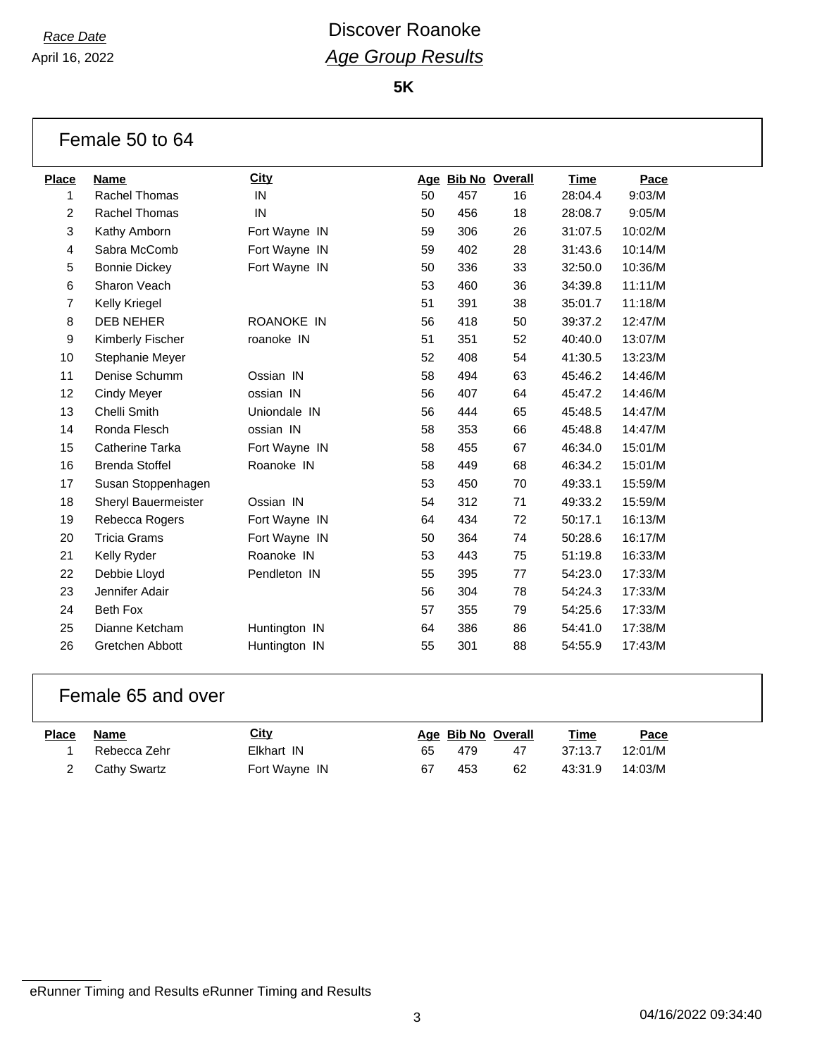*Race Date*

April 16, 2022

# Discover Roanoke

## *Age Group Results*

**5K**

### Female 50 to 64

| Place | Name | City | Age | Bib No | Overall | Time | Pace |
|---|---|---|---|---|---|---|---|
| 1 | Rachel Thomas | IN | 50 | 457 | 16 | 28:04.4 | 9:03/M |
| 2 | Rachel Thomas | IN | 50 | 456 | 18 | 28:08.7 | 9:05/M |
| 3 | Kathy Amborn | Fort Wayne IN | 59 | 306 | 26 | 31:07.5 | 10:02/M |
| 4 | Sabra McComb | Fort Wayne IN | 59 | 402 | 28 | 31:43.6 | 10:14/M |
| 5 | Bonnie Dickey | Fort Wayne IN | 50 | 336 | 33 | 32:50.0 | 10:36/M |
| 6 | Sharon Veach | | 53 | 460 | 36 | 34:39.8 | 11:11/M |
| 7 | Kelly Kriegel | | 51 | 391 | 38 | 35:01.7 | 11:18/M |
| 8 | DEB NEHER | ROANOKE IN | 56 | 418 | 50 | 39:37.2 | 12:47/M |
| 9 | Kimberly Fischer | roanoke IN | 51 | 351 | 52 | 40:40.0 | 13:07/M |
| 10 | Stephanie Meyer | | 52 | 408 | 54 | 41:30.5 | 13:23/M |
| 11 | Denise Schumm | Ossian IN | 58 | 494 | 63 | 45:46.2 | 14:46/M |
| 12 | Cindy Meyer | ossian IN | 56 | 407 | 64 | 45:47.2 | 14:46/M |
| 13 | Chelli Smith | Uniondale IN | 56 | 444 | 65 | 45:48.5 | 14:47/M |
| 14 | Ronda Flesch | ossian IN | 58 | 353 | 66 | 45:48.8 | 14:47/M |
| 15 | Catherine Tarka | Fort Wayne IN | 58 | 455 | 67 | 46:34.0 | 15:01/M |
| 16 | Brenda Stoffel | Roanoke IN | 58 | 449 | 68 | 46:34.2 | 15:01/M |
| 17 | Susan Stoppenhagen | | 53 | 450 | 70 | 49:33.1 | 15:59/M |
| 18 | Sheryl Bauermeister | Ossian IN | 54 | 312 | 71 | 49:33.2 | 15:59/M |
| 19 | Rebecca Rogers | Fort Wayne IN | 64 | 434 | 72 | 50:17.1 | 16:13/M |
| 20 | Tricia Grams | Fort Wayne IN | 50 | 364 | 74 | 50:28.6 | 16:17/M |
| 21 | Kelly Ryder | Roanoke IN | 53 | 443 | 75 | 51:19.8 | 16:33/M |
| 22 | Debbie Lloyd | Pendleton IN | 55 | 395 | 77 | 54:23.0 | 17:33/M |
| 23 | Jennifer Adair | | 56 | 304 | 78 | 54:24.3 | 17:33/M |
| 24 | Beth Fox | | 57 | 355 | 79 | 54:25.6 | 17:33/M |
| 25 | Dianne Ketcham | Huntington IN | 64 | 386 | 86 | 54:41.0 | 17:38/M |
| 26 | Gretchen Abbott | Huntington IN | 55 | 301 | 88 | 54:55.9 | 17:43/M |

### Female 65 and over

| Place | Name | City | Age | Bib No | Overall | Time | Pace |
|---|---|---|---|---|---|---|---|
| 1 | Rebecca Zehr | Elkhart IN | 65 | 479 | 47 | 37:13.7 | 12:01/M |
| 2 | Cathy Swartz | Fort Wayne IN | 67 | 453 | 62 | 43:31.9 | 14:03/M |

eRunner Timing and Results eRunner Timing and Results

04/16/2022 09:34:40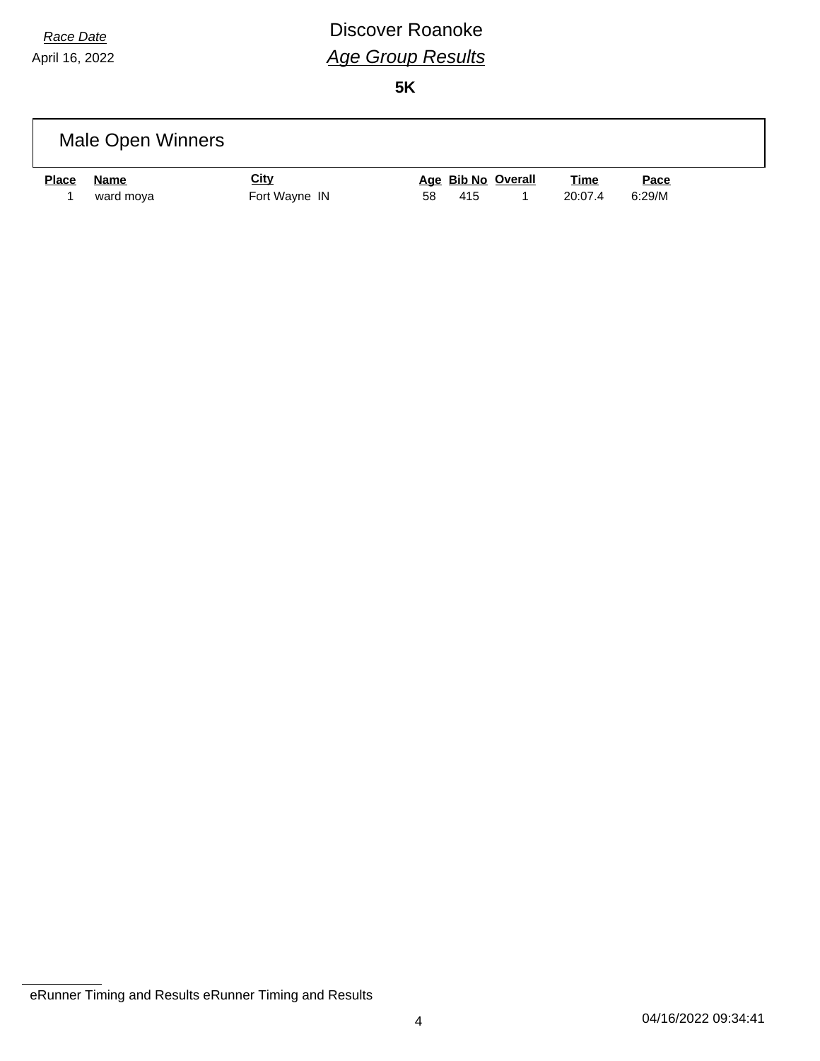*Race Date*
April 16, 2022

# Discover Roanoke

## *Age Group Results*

**5K**

### Male Open Winners

| Place | Name | City | Age | Bib No | Overall | Time | Pace |
|---|---|---|---|---|---|---|---|
| 1 | ward moya | Fort Wayne IN | 58 | 415 | 1 | 20:07.4 | 6:29/M |

eRunner Timing and Results eRunner Timing and Results

04/16/2022 09:34:41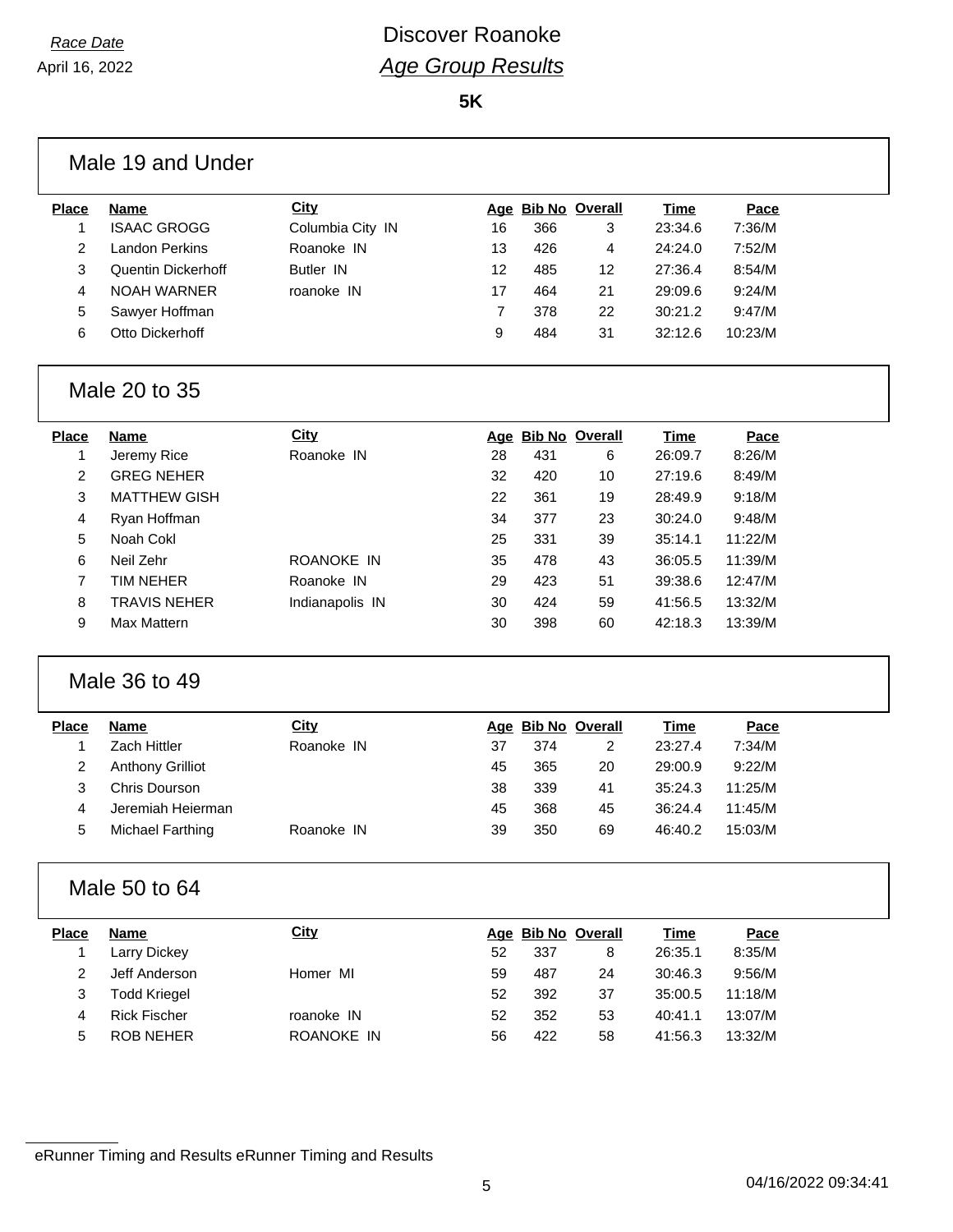*Race Date*
April 16, 2022

# Discover Roanoke
## *Age Group Results*

**5K**

### Male 19 and Under

| Place | Name | City | Age | Bib No | Overall | Time | Pace |
|---|---|---|---|---|---|---|---|
| 1 | ISAAC GROGG | Columbia City IN | 16 | 366 | 3 | 23:34.6 | 7:36/M |
| 2 | Landon Perkins | Roanoke IN | 13 | 426 | 4 | 24:24.0 | 7:52/M |
| 3 | Quentin Dickerhoff | Butler IN | 12 | 485 | 12 | 27:36.4 | 8:54/M |
| 4 | NOAH WARNER | roanoke IN | 17 | 464 | 21 | 29:09.6 | 9:24/M |
| 5 | Sawyer Hoffman | | 7 | 378 | 22 | 30:21.2 | 9:47/M |
| 6 | Otto Dickerhoff | | 9 | 484 | 31 | 32:12.6 | 10:23/M |

### Male 20 to 35

| Place | Name | City | Age | Bib No | Overall | Time | Pace |
|---|---|---|---|---|---|---|---|
| 1 | Jeremy Rice | Roanoke IN | 28 | 431 | 6 | 26:09.7 | 8:26/M |
| 2 | GREG NEHER | | 32 | 420 | 10 | 27:19.6 | 8:49/M |
| 3 | MATTHEW GISH | | 22 | 361 | 19 | 28:49.9 | 9:18/M |
| 4 | Ryan Hoffman | | 34 | 377 | 23 | 30:24.0 | 9:48/M |
| 5 | Noah Cokl | | 25 | 331 | 39 | 35:14.1 | 11:22/M |
| 6 | Neil Zehr | ROANOKE IN | 35 | 478 | 43 | 36:05.5 | 11:39/M |
| 7 | TIM NEHER | Roanoke IN | 29 | 423 | 51 | 39:38.6 | 12:47/M |
| 8 | TRAVIS NEHER | Indianapolis IN | 30 | 424 | 59 | 41:56.5 | 13:32/M |
| 9 | Max Mattern | | 30 | 398 | 60 | 42:18.3 | 13:39/M |

### Male 36 to 49

| Place | Name | City | Age | Bib No | Overall | Time | Pace |
|---|---|---|---|---|---|---|---|
| 1 | Zach Hittler | Roanoke IN | 37 | 374 | 2 | 23:27.4 | 7:34/M |
| 2 | Anthony Grilliot | | 45 | 365 | 20 | 29:00.9 | 9:22/M |
| 3 | Chris Dourson | | 38 | 339 | 41 | 35:24.3 | 11:25/M |
| 4 | Jeremiah Heierman | | 45 | 368 | 45 | 36:24.4 | 11:45/M |
| 5 | Michael Farthing | Roanoke IN | 39 | 350 | 69 | 46:40.2 | 15:03/M |

### Male 50 to 64

| Place | Name | City | Age | Bib No | Overall | Time | Pace |
|---|---|---|---|---|---|---|---|
| 1 | Larry Dickey | | 52 | 337 | 8 | 26:35.1 | 8:35/M |
| 2 | Jeff Anderson | Homer MI | 59 | 487 | 24 | 30:46.3 | 9:56/M |
| 3 | Todd Kriegel | | 52 | 392 | 37 | 35:00.5 | 11:18/M |
| 4 | Rick Fischer | roanoke IN | 52 | 352 | 53 | 40:41.1 | 13:07/M |
| 5 | ROB NEHER | ROANOKE IN | 56 | 422 | 58 | 41:56.3 | 13:32/M |

eRunner Timing and Results eRunner Timing and Results

04/16/2022 09:34:41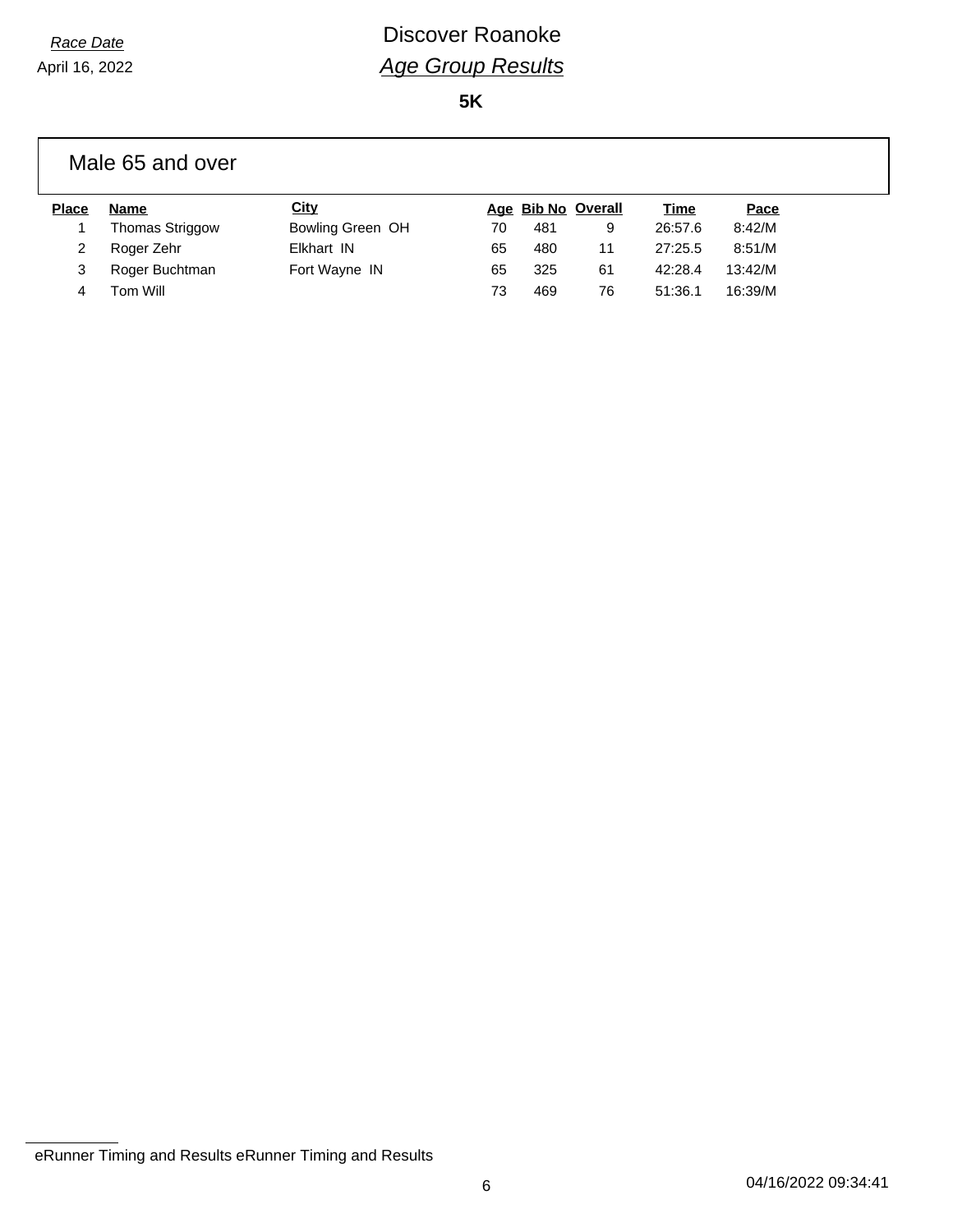*Race Date*

April 16, 2022

# Discover Roanoke

## *Age Group Results*

**5K**

### Male 65 and over

| Place | Name | City | Age | Bib No | Overall | Time | Pace |
|---|---|---|---|---|---|---|---|
| 1 | Thomas Striggow | Bowling Green OH | 70 | 481 | 9 | 26:57.6 | 8:42/M |
| 2 | Roger Zehr | Elkhart IN | 65 | 480 | 11 | 27:25.5 | 8:51/M |
| 3 | Roger Buchtman | Fort Wayne IN | 65 | 325 | 61 | 42:28.4 | 13:42/M |
| 4 | Tom Will | | 73 | 469 | 76 | 51:36.1 | 16:39/M |

eRunner Timing and Results eRunner Timing and Results

04/16/2022 09:34:41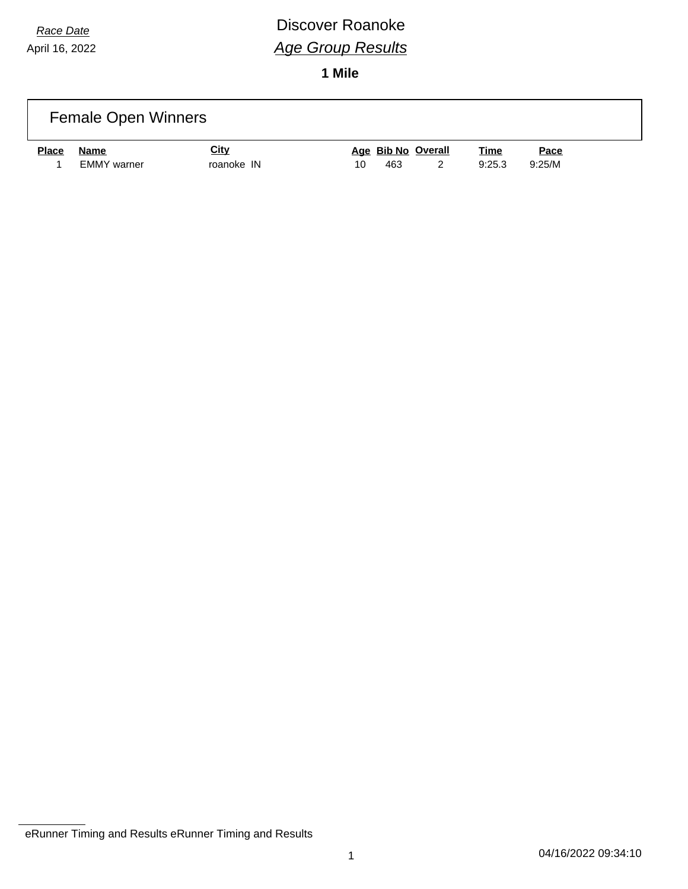*Race Date*
April 16, 2022

# Discover Roanoke

## *Age Group Results*

**1 Mile**

### Female Open Winners

| Place | Name | City | Age | Bib No | Overall | Time | Pace |
|---|---|---|---|---|---|---|---|
| 1 | EMMY warner | roanoke IN | 10 | 463 | 2 | 9:25.3 | 9:25/M |

eRunner Timing and Results eRunner Timing and Results

04/16/2022 09:34:10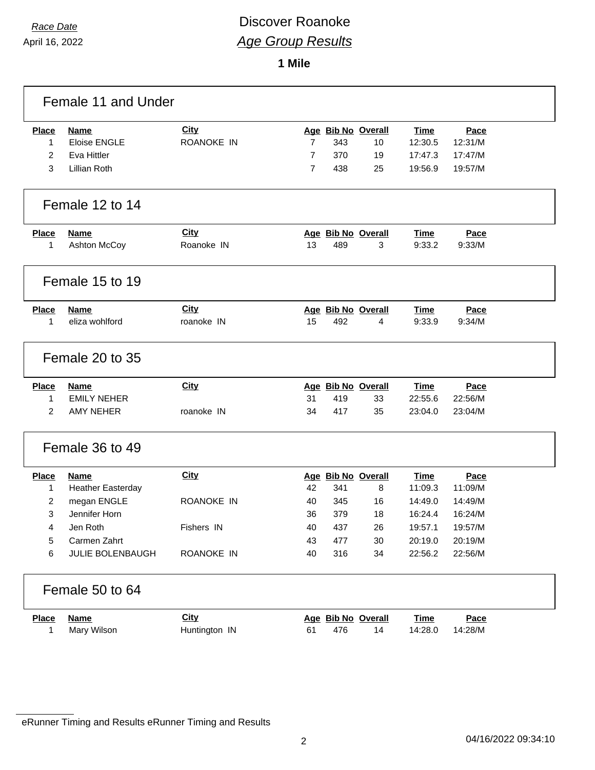*Race Date*
April 16, 2022

# Discover Roanoke

## *Age Group Results*

**1 Mile**

### Female 11 and Under

| Place | Name | City | Age | Bib No | Overall | Time | Pace |
|---|---|---|---|---|---|---|---|
| 1 | Eloise ENGLE | ROANOKE IN | 7 | 343 | 10 | 12:30.5 | 12:31/M |
| 2 | Eva Hittler | | 7 | 370 | 19 | 17:47.3 | 17:47/M |
| 3 | Lillian Roth | | 7 | 438 | 25 | 19:56.9 | 19:57/M |

### Female 12 to 14

| Place | Name | City | Age | Bib No | Overall | Time | Pace |
|---|---|---|---|---|---|---|---|
| 1 | Ashton McCoy | Roanoke IN | 13 | 489 | 3 | 9:33.2 | 9:33/M |

### Female 15 to 19

| Place | Name | City | Age | Bib No | Overall | Time | Pace |
|---|---|---|---|---|---|---|---|
| 1 | eliza wohlford | roanoke IN | 15 | 492 | 4 | 9:33.9 | 9:34/M |

### Female 20 to 35

| Place | Name | City | Age | Bib No | Overall | Time | Pace |
|---|---|---|---|---|---|---|---|
| 1 | EMILY NEHER | | 31 | 419 | 33 | 22:55.6 | 22:56/M |
| 2 | AMY NEHER | roanoke IN | 34 | 417 | 35 | 23:04.0 | 23:04/M |

### Female 36 to 49

| Place | Name | City | Age | Bib No | Overall | Time | Pace |
|---|---|---|---|---|---|---|---|
| 1 | Heather Easterday | | 42 | 341 | 8 | 11:09.3 | 11:09/M |
| 2 | megan ENGLE | ROANOKE IN | 40 | 345 | 16 | 14:49.0 | 14:49/M |
| 3 | Jennifer Horn | | 36 | 379 | 18 | 16:24.4 | 16:24/M |
| 4 | Jen Roth | Fishers IN | 40 | 437 | 26 | 19:57.1 | 19:57/M |
| 5 | Carmen Zahrt | | 43 | 477 | 30 | 20:19.0 | 20:19/M |
| 6 | JULIE BOLENBAUGH | ROANOKE IN | 40 | 316 | 34 | 22:56.2 | 22:56/M |

### Female 50 to 64

| Place | Name | City | Age | Bib No | Overall | Time | Pace |
|---|---|---|---|---|---|---|---|
| 1 | Mary Wilson | Huntington IN | 61 | 476 | 14 | 14:28.0 | 14:28/M |

eRunner Timing and Results eRunner Timing and Results

04/16/2022 09:34:10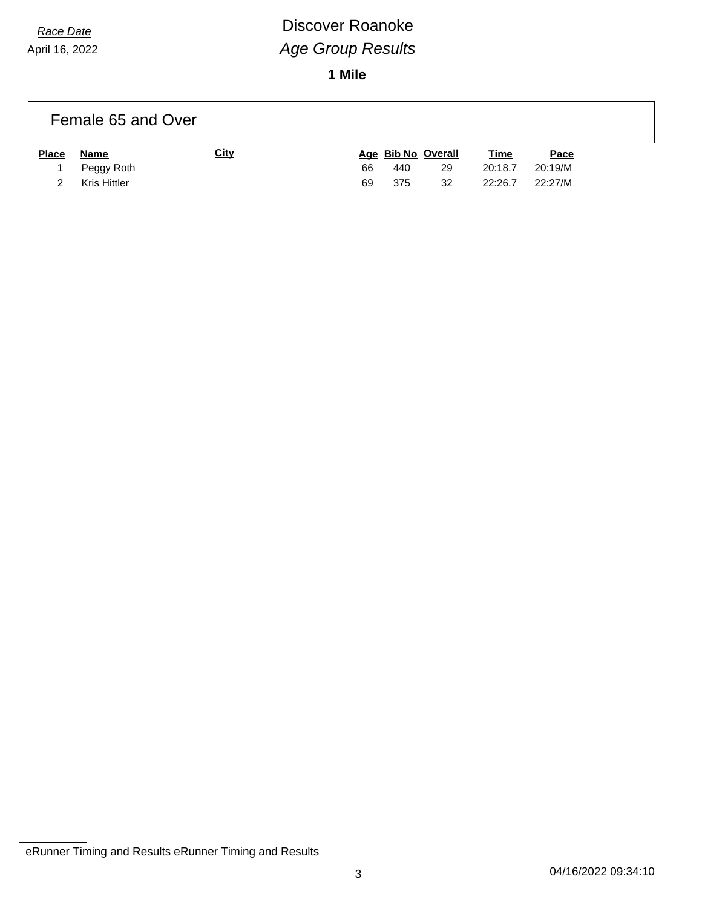*Race Date*
April 16, 2022

# Discover Roanoke

## *Age Group Results*

**1 Mile**

### Female 65 and Over

| Place | Name | City | Age | Bib No | Overall | Time | Pace |
|---|---|---|---|---|---|---|---|
| 1 | Peggy Roth | | 66 | 440 | 29 | 20:18.7 | 20:19/M |
| 2 | Kris Hittler | | 69 | 375 | 32 | 22:26.7 | 22:27/M |

eRunner Timing and Results eRunner Timing and Results

04/16/2022 09:34:10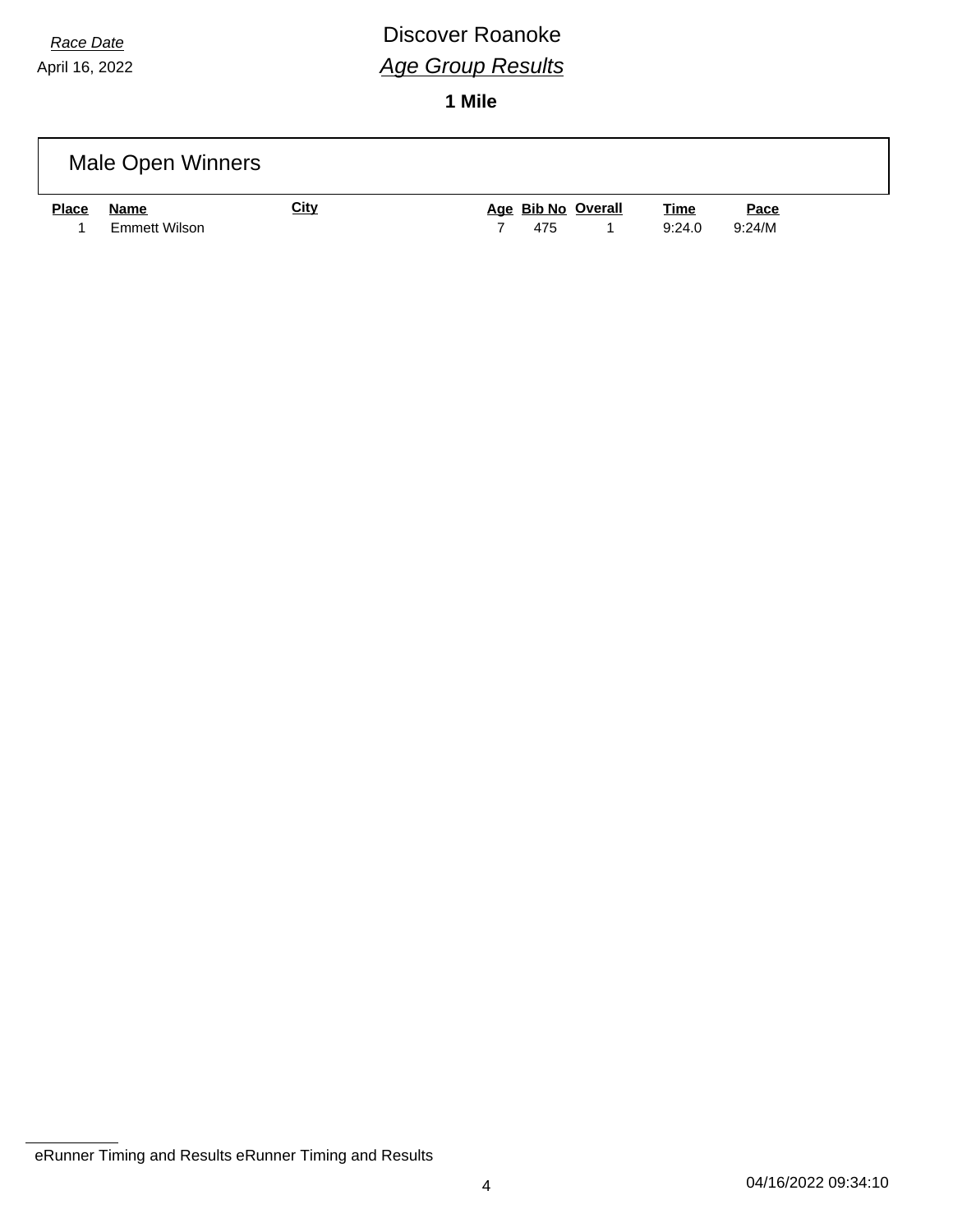*Race Date*

April 16, 2022

# Discover Roanoke

## *Age Group Results*

**1 Mile**

### Male Open Winners

| Place | Name | City | Age | Bib No | Overall | Time | Pace |
|---|---|---|---|---|---|---|---|
| 1 | Emmett Wilson | | 7 | 475 | 1 | 9:24.0 | 9:24/M |

eRunner Timing and Results eRunner Timing and Results

04/16/2022 09:34:10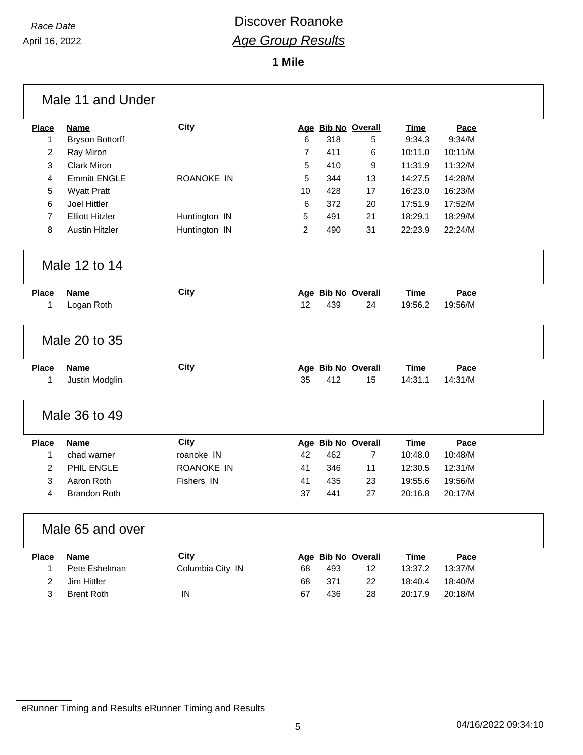*Race Date*
April 16, 2022

# Discover Roanoke
## *Age Group Results*

**1 Mile**

### Male 11 and Under

| Place | Name | City | Age | Bib No | Overall | Time | Pace |
|---|---|---|---|---|---|---|---|
| 1 | Bryson Bottorff | | 6 | 318 | 5 | 9:34.3 | 9:34/M |
| 2 | Ray Miron | | 7 | 411 | 6 | 10:11.0 | 10:11/M |
| 3 | Clark Miron | | 5 | 410 | 9 | 11:31.9 | 11:32/M |
| 4 | Emmitt ENGLE | ROANOKE IN | 5 | 344 | 13 | 14:27.5 | 14:28/M |
| 5 | Wyatt Pratt | | 10 | 428 | 17 | 16:23.0 | 16:23/M |
| 6 | Joel Hittler | | 6 | 372 | 20 | 17:51.9 | 17:52/M |
| 7 | Elliott Hitzler | Huntington IN | 5 | 491 | 21 | 18:29.1 | 18:29/M |
| 8 | Austin Hitzler | Huntington IN | 2 | 490 | 31 | 22:23.9 | 22:24/M |

### Male 12 to 14

| Place | Name | City | Age | Bib No | Overall | Time | Pace |
|---|---|---|---|---|---|---|---|
| 1 | Logan Roth | | 12 | 439 | 24 | 19:56.2 | 19:56/M |

### Male 20 to 35

| Place | Name | City | Age | Bib No | Overall | Time | Pace |
|---|---|---|---|---|---|---|---|
| 1 | Justin Modglin | | 35 | 412 | 15 | 14:31.1 | 14:31/M |

### Male 36 to 49

| Place | Name | City | Age | Bib No | Overall | Time | Pace |
|---|---|---|---|---|---|---|---|
| 1 | chad warner | roanoke IN | 42 | 462 | 7 | 10:48.0 | 10:48/M |
| 2 | PHIL ENGLE | ROANOKE IN | 41 | 346 | 11 | 12:30.5 | 12:31/M |
| 3 | Aaron Roth | Fishers IN | 41 | 435 | 23 | 19:55.6 | 19:56/M |
| 4 | Brandon Roth | | 37 | 441 | 27 | 20:16.8 | 20:17/M |

### Male 65 and over

| Place | Name | City | Age | Bib No | Overall | Time | Pace |
|---|---|---|---|---|---|---|---|
| 1 | Pete Eshelman | Columbia City IN | 68 | 493 | 12 | 13:37.2 | 13:37/M |
| 2 | Jim Hittler | | 68 | 371 | 22 | 18:40.4 | 18:40/M |
| 3 | Brent Roth | IN | 67 | 436 | 28 | 20:17.9 | 20:18/M |

eRunner Timing and Results eRunner Timing and Results

04/16/2022 09:34:10